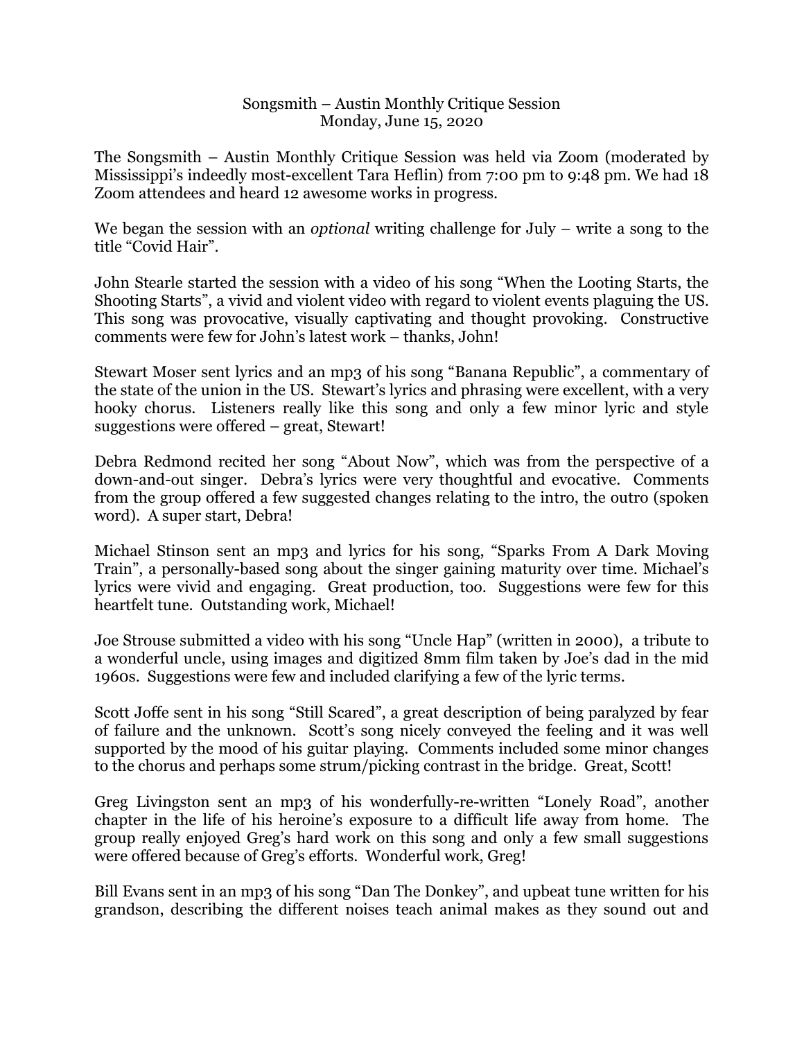# Songsmith – Austin Monthly Critique Session
Monday, June 15, 2020

The Songsmith – Austin Monthly Critique Session was held via Zoom (moderated by Mississippi's indeedly most-excellent Tara Heflin) from 7:00 pm to 9:48 pm. We had 18 Zoom attendees and heard 12 awesome works in progress.

We began the session with an *optional* writing challenge for July – write a song to the title "Covid Hair".

John Stearle started the session with a video of his song "When the Looting Starts, the Shooting Starts", a vivid and violent video with regard to violent events plaguing the US. This song was provocative, visually captivating and thought provoking. Constructive comments were few for John's latest work – thanks, John!

Stewart Moser sent lyrics and an mp3 of his song "Banana Republic", a commentary of the state of the union in the US. Stewart's lyrics and phrasing were excellent, with a very hooky chorus. Listeners really like this song and only a few minor lyric and style suggestions were offered – great, Stewart!

Debra Redmond recited her song "About Now", which was from the perspective of a down-and-out singer. Debra's lyrics were very thoughtful and evocative. Comments from the group offered a few suggested changes relating to the intro, the outro (spoken word). A super start, Debra!

Michael Stinson sent an mp3 and lyrics for his song, "Sparks From A Dark Moving Train", a personally-based song about the singer gaining maturity over time. Michael's lyrics were vivid and engaging. Great production, too. Suggestions were few for this heartfelt tune. Outstanding work, Michael!

Joe Strouse submitted a video with his song "Uncle Hap" (written in 2000), a tribute to a wonderful uncle, using images and digitized 8mm film taken by Joe's dad in the mid 1960s. Suggestions were few and included clarifying a few of the lyric terms.

Scott Joffe sent in his song "Still Scared", a great description of being paralyzed by fear of failure and the unknown. Scott's song nicely conveyed the feeling and it was well supported by the mood of his guitar playing. Comments included some minor changes to the chorus and perhaps some strum/picking contrast in the bridge. Great, Scott!

Greg Livingston sent an mp3 of his wonderfully-re-written "Lonely Road", another chapter in the life of his heroine's exposure to a difficult life away from home. The group really enjoyed Greg's hard work on this song and only a few small suggestions were offered because of Greg's efforts. Wonderful work, Greg!

Bill Evans sent in an mp3 of his song "Dan The Donkey", and upbeat tune written for his grandson, describing the different noises teach animal makes as they sound out and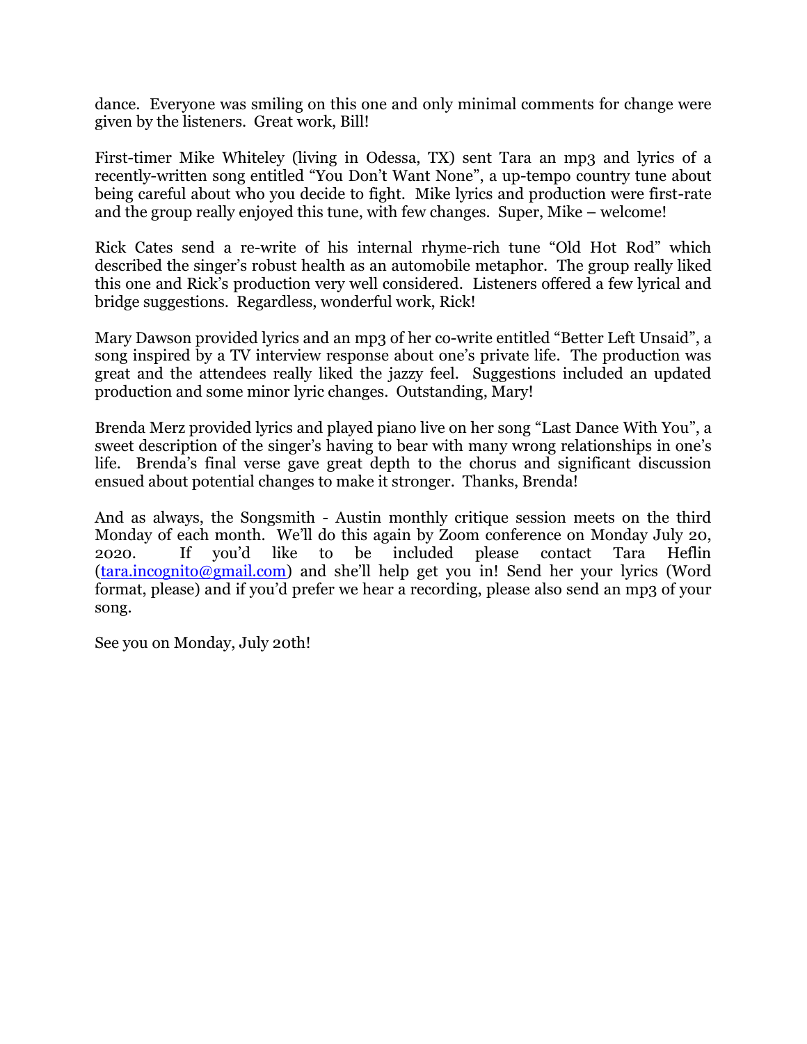dance. Everyone was smiling on this one and only minimal comments for change were given by the listeners. Great work, Bill!

First-timer Mike Whiteley (living in Odessa, TX) sent Tara an mp3 and lyrics of a recently-written song entitled "You Don't Want None", a up-tempo country tune about being careful about who you decide to fight. Mike lyrics and production were first-rate and the group really enjoyed this tune, with few changes. Super, Mike – welcome!

Rick Cates send a re-write of his internal rhyme-rich tune "Old Hot Rod" which described the singer's robust health as an automobile metaphor. The group really liked this one and Rick's production very well considered. Listeners offered a few lyrical and bridge suggestions. Regardless, wonderful work, Rick!

Mary Dawson provided lyrics and an mp3 of her co-write entitled "Better Left Unsaid", a song inspired by a TV interview response about one's private life. The production was great and the attendees really liked the jazzy feel. Suggestions included an updated production and some minor lyric changes. Outstanding, Mary!

Brenda Merz provided lyrics and played piano live on her song "Last Dance With You", a sweet description of the singer's having to bear with many wrong relationships in one's life. Brenda's final verse gave great depth to the chorus and significant discussion ensued about potential changes to make it stronger. Thanks, Brenda!

And as always, the Songsmith - Austin monthly critique session meets on the third Monday of each month. We'll do this again by Zoom conference on Monday July 20, 2020. If you'd like to be included please contact Tara Heflin (tara.incognito@gmail.com) and she'll help get you in! Send her your lyrics (Word format, please) and if you'd prefer we hear a recording, please also send an mp3 of your song.

See you on Monday, July 20th!